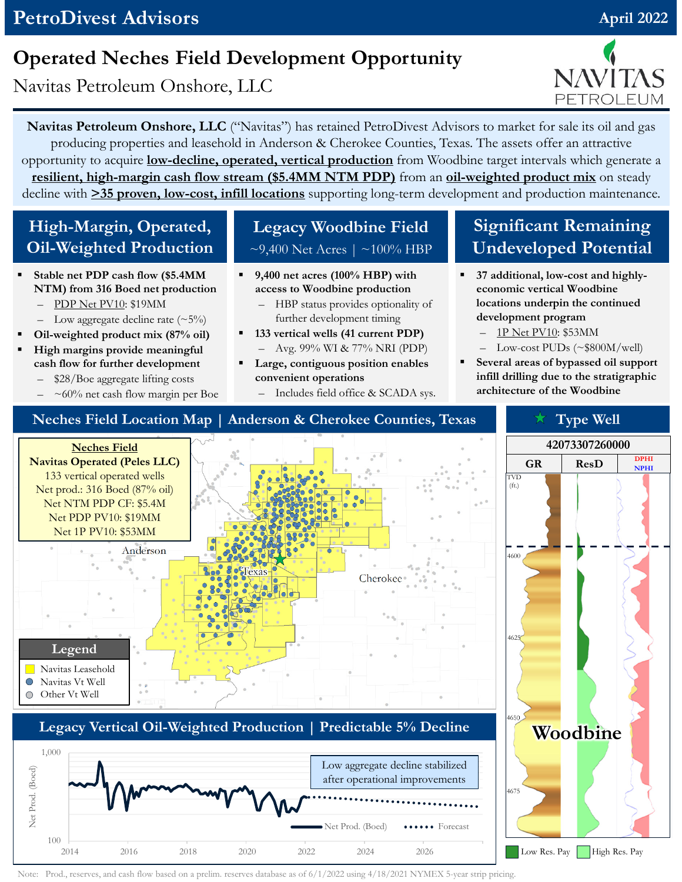**PetroDivest Advisors** — April 2022

# Operated Neches Field Development Opportunity

Navitas Petroleum Onshore, LLC

NAVITAS PETROLEUM

**Navitas Petroleum Onshore, LLC** ("Navitas") has retained PetroDivest Advisors to market for sale its oil and gas producing properties and leasehold in Anderson & Cherokee Counties, Texas. The assets offer an attractive opportunity to acquire **low-decline, operated, vertical production** from Woodbine target intervals which generate a **resilient, high-margin cash flow stream ($5.4MM NTM PDP)** from an **oil-weighted product mix** on steady decline with **>35 proven, low-cost, infill locations** supporting long-term development and production maintenance.

## High-Margin, Operated, Oil-Weighted Production

- **Stable net PDP cash flow ($5.4MM NTM) from 316 Boed net production**
  - PDP Net PV10: $19MM
  - Low aggregate decline rate (~5%)
- **Oil-weighted product mix (87% oil)**
- **High margins provide meaningful cash flow for further development**
  - $28/Boe aggregate lifting costs
  - ~60% net cash flow margin per Boe

## Legacy Woodbine Field

~9,400 Net Acres | ~100% HBP

- **9,400 net acres (100% HBP) with access to Woodbine production**
  - HBP status provides optionality of further development timing
- **133 vertical wells (41 current PDP)**
  - Avg. 99% WI & 77% NRI (PDP)
- **Large, contiguous position enables convenient operations**
  - Includes field office & SCADA sys.

## Significant Remaining Undeveloped Potential

- **37 additional, low-cost and highly-economic vertical Woodbine locations underpin the continued development program**
  - 1P Net PV10: $53MM
  - Low-cost PUDs (~$800M/well)
- **Several areas of bypassed oil support infill drilling due to the stratigraphic architecture of the Woodbine**

## Neches Field Location Map | Anderson & Cherokee Counties, Texas

**Neches Field**
**Navitas Operated (Peles LLC)**
133 vertical operated wells
Net prod.: 316 Boed (87% oil)
Net NTM PDP CF: $5.4M
Net PDP PV10: $19MM
Net 1P PV10: $53MM

Anderson — Texas — Cherokee

**Legend**
- Navitas Leasehold
- Navitas Vt Well
- Other Vt Well

## Type Well

42073307260000

GR | ResD | DPHI / NPHI

TVD (ft.): 4600, 4625, 4650, 4675

Woodbine

Low Res. Pay — High Res. Pay

## Legacy Vertical Oil-Weighted Production | Predictable 5% Decline

Low aggregate decline stabilized after operational improvements

Net Prod. (Boed): 100 – 1,000 (2014–2026)

Net Prod. (Boed) — Forecast

Note: Prod., reserves, and cash flow based on a prelim. reserves database as of 6/1/2022 using 4/18/2021 NYMEX 5-year strip pricing.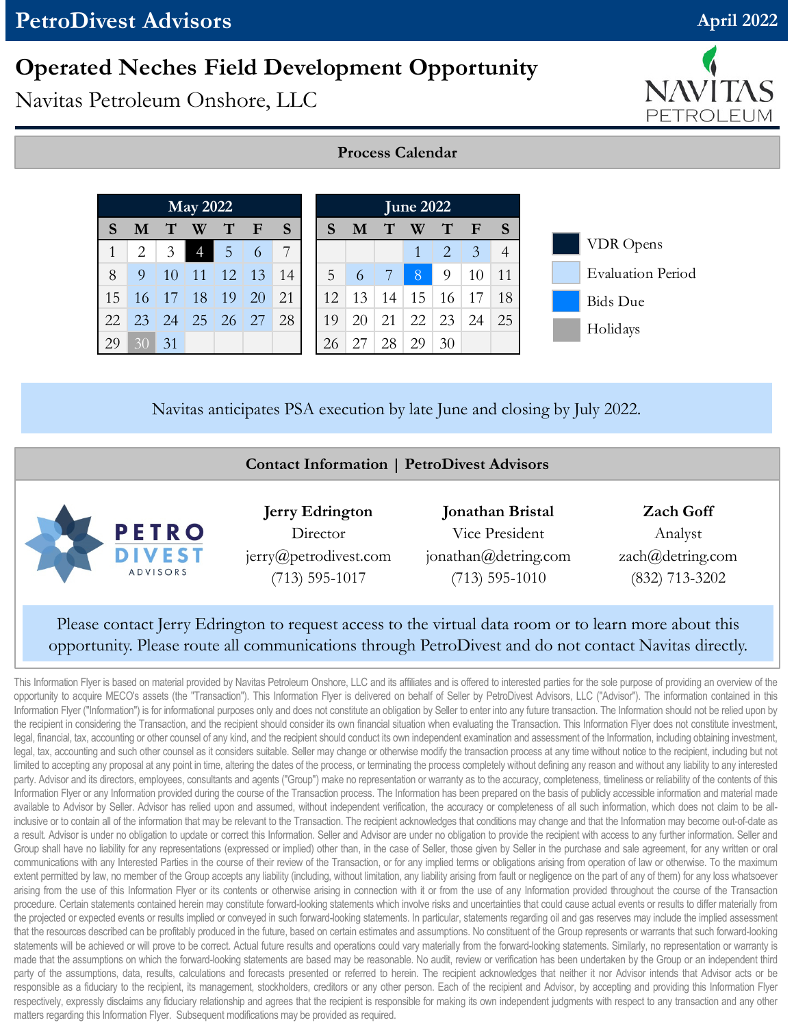# PetroDivest Advisors

April 2022

## Operated Neches Field Development Opportunity

Navitas Petroleum Onshore, LLC

NAVITAS PETROLEUM

### Process Calendar

**May 2022**

| S | M | T | W | T | F | S |
|---|---|---|---|---|---|---|
| 1 | 2 | 3 | 4 | 5 | 6 | 7 |
| 8 | 9 | 10 | 11 | 12 | 13 | 14 |
| 15 | 16 | 17 | 18 | 19 | 20 | 21 |
| 22 | 23 | 24 | 25 | 26 | 27 | 28 |
| 29 | 30 | 31 | | | | |

**June 2022**

| S | M | T | W | T | F | S |
|---|---|---|---|---|---|---|
| | | | 1 | 2 | 3 | 4 |
| 5 | 6 | 7 | 8 | 9 | 10 | 11 |
| 12 | 13 | 14 | 15 | 16 | 17 | 18 |
| 19 | 20 | 21 | 22 | 23 | 24 | 25 |
| 26 | 27 | 28 | 29 | 30 | | |

- VDR Opens
- Evaluation Period
- Bids Due
- Holidays

Navitas anticipates PSA execution by late June and closing by July 2022.

### Contact Information | PetroDivest Advisors

PETRO DIVEST ADVISORS

| Jerry Edrington | Jonathan Bristal | Zach Goff |
|---|---|---|
| Director | Vice President | Analyst |
| jerry@petrodivest.com | jonathan@detring.com | zach@detring.com |
| (713) 595-1017 | (713) 595-1010 | (832) 713-3202 |

Please contact Jerry Edrington to request access to the virtual data room or to learn more about this opportunity. Please route all communications through PetroDivest and do not contact Navitas directly.

This Information Flyer is based on material provided by Navitas Petroleum Onshore, LLC and its affiliates and is offered to interested parties for the sole purpose of providing an overview of the opportunity to acquire MECO's assets (the "Transaction"). This Information Flyer is delivered on behalf of Seller by PetroDivest Advisors, LLC ("Advisor"). The information contained in this Information Flyer ("Information") is for informational purposes only and does not constitute an obligation by Seller to enter into any future transaction. The Information should not be relied upon by the recipient in considering the Transaction, and the recipient should consider its own financial situation when evaluating the Transaction. This Information Flyer does not constitute investment, legal, financial, tax, accounting or other counsel of any kind, and the recipient should conduct its own independent examination and assessment of the Information, including obtaining investment, legal, tax, accounting and such other counsel as it considers suitable. Seller may change or otherwise modify the transaction process at any time without notice to the recipient, including but not limited to accepting any proposal at any point in time, altering the dates of the process, or terminating the process completely without defining any reason and without any liability to any interested party. Advisor and its directors, employees, consultants and agents ("Group") make no representation or warranty as to the accuracy, completeness, timeliness or reliability of the contents of this Information Flyer or any Information provided during the course of the Transaction process. The Information has been prepared on the basis of publicly accessible information and material made available to Advisor by Seller. Advisor has relied upon and assumed, without independent verification, the accuracy or completeness of all such information, which does not claim to be all-inclusive or to contain all of the information that may be relevant to the Transaction. The recipient acknowledges that conditions may change and that the Information may become out-of-date as a result. Advisor is under no obligation to update or correct this Information. Seller and Advisor are under no obligation to provide the recipient with access to any further information. Seller and Group shall have no liability for any representations (expressed or implied) other than, in the case of Seller, those given by Seller in the purchase and sale agreement, for any written or oral communications with any Interested Parties in the course of their review of the Transaction, or for any implied terms or obligations arising from operation of law or otherwise. To the maximum extent permitted by law, no member of the Group accepts any liability (including, without limitation, any liability arising from fault or negligence on the part of any of them) for any loss whatsoever arising from the use of this Information Flyer or its contents or otherwise arising in connection with it or from the use of any Information provided throughout the course of the Transaction procedure. Certain statements contained herein may constitute forward-looking statements which involve risks and uncertainties that could cause actual events or results to differ materially from the projected or expected events or results implied or conveyed in such forward-looking statements. In particular, statements regarding oil and gas reserves may include the implied assessment that the resources described can be profitably produced in the future, based on certain estimates and assumptions. No constituent of the Group represents or warrants that such forward-looking statements will be achieved or will prove to be correct. Actual future results and operations could vary materially from the forward-looking statements. Similarly, no representation or warranty is made that the assumptions on which the forward-looking statements are based may be reasonable. No audit, review or verification has been undertaken by the Group or an independent third party of the assumptions, data, results, calculations and forecasts presented or referred to herein. The recipient acknowledges that neither it nor Advisor intends that Advisor acts or be responsible as a fiduciary to the recipient, its management, stockholders, creditors or any other person. Each of the recipient and Advisor, by accepting and providing this Information Flyer respectively, expressly disclaims any fiduciary relationship and agrees that the recipient is responsible for making its own independent judgments with respect to any transaction and any other matters regarding this Information Flyer. Subsequent modifications may be provided as required.